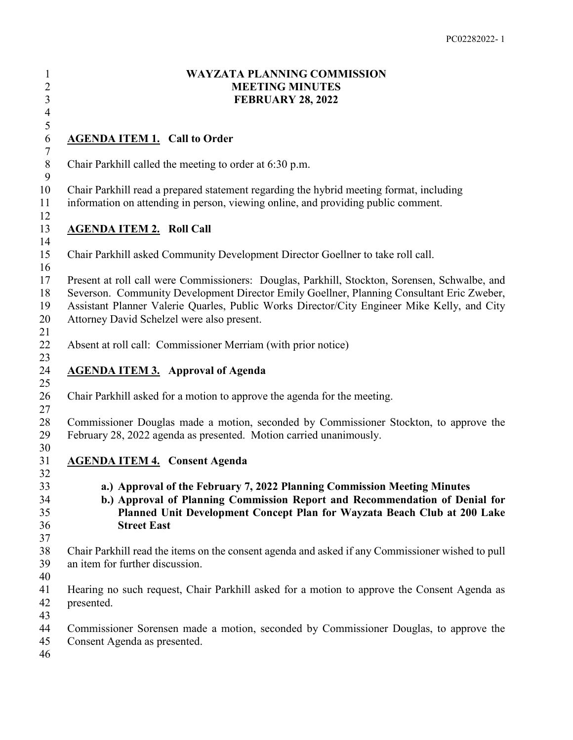# WAYZATA PLANNING COMMISSION
# MEETING MINUTES
# FEBRUARY 28, 2022

## AGENDA ITEM 1. Call to Order

Chair Parkhill called the meeting to order at 6:30 p.m.

Chair Parkhill read a prepared statement regarding the hybrid meeting format, including information on attending in person, viewing online, and providing public comment.

## AGENDA ITEM 2. Roll Call

Chair Parkhill asked Community Development Director Goellner to take roll call.

Present at roll call were Commissioners: Douglas, Parkhill, Stockton, Sorensen, Schwalbe, and Severson. Community Development Director Emily Goellner, Planning Consultant Eric Zweber, Assistant Planner Valerie Quarles, Public Works Director/City Engineer Mike Kelly, and City Attorney David Schelzel were also present.

Absent at roll call: Commissioner Merriam (with prior notice)

## AGENDA ITEM 3. Approval of Agenda

Chair Parkhill asked for a motion to approve the agenda for the meeting.

Commissioner Douglas made a motion, seconded by Commissioner Stockton, to approve the February 28, 2022 agenda as presented. Motion carried unanimously.

## AGENDA ITEM 4. Consent Agenda

- **a.) Approval of the February 7, 2022 Planning Commission Meeting Minutes**
- **b.) Approval of Planning Commission Report and Recommendation of Denial for Planned Unit Development Concept Plan for Wayzata Beach Club at 200 Lake Street East**

Chair Parkhill read the items on the consent agenda and asked if any Commissioner wished to pull an item for further discussion.

Hearing no such request, Chair Parkhill asked for a motion to approve the Consent Agenda as presented.

Commissioner Sorensen made a motion, seconded by Commissioner Douglas, to approve the Consent Agenda as presented.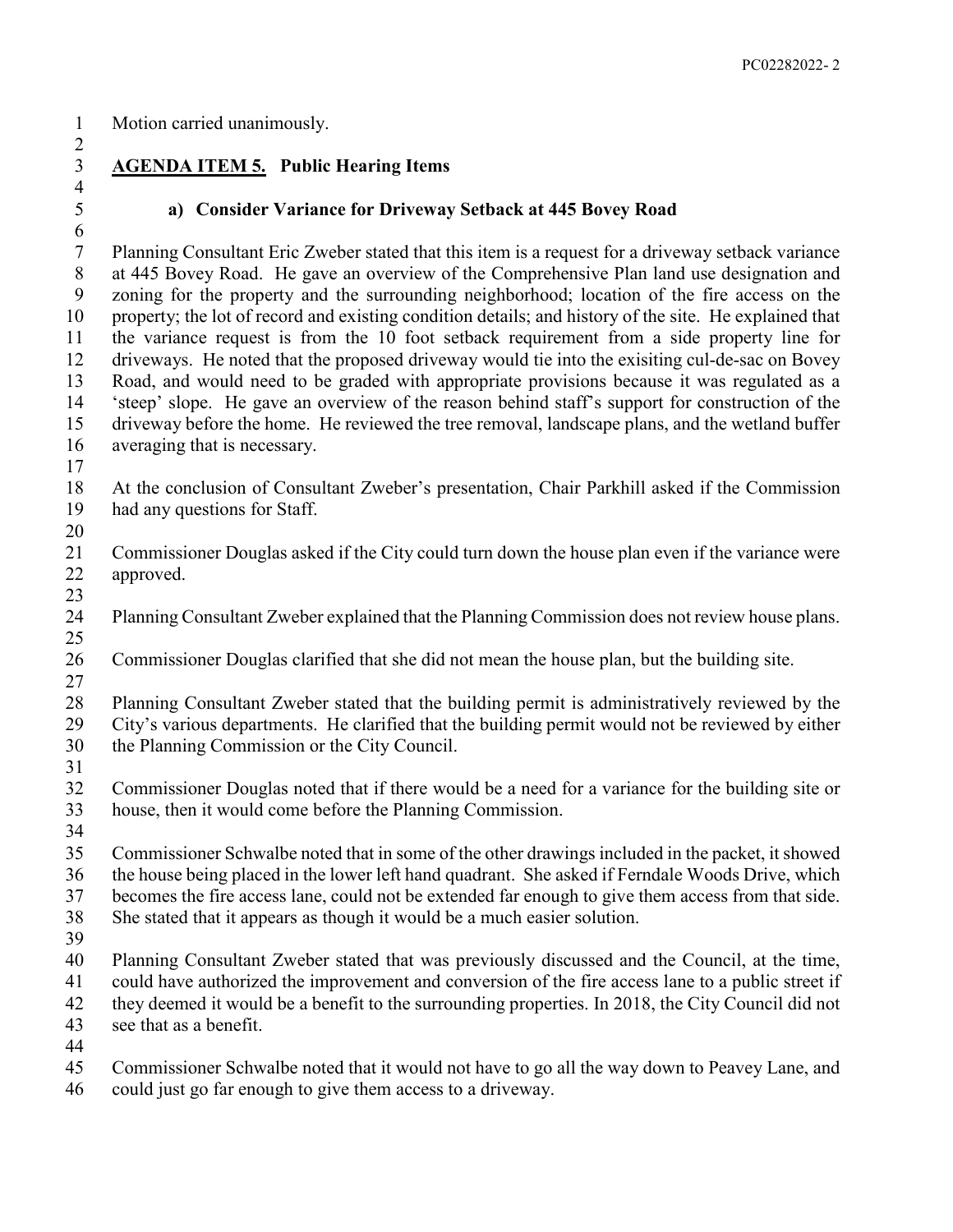Motion carried unanimously.

**AGENDA ITEM 5. Public Hearing Items**

**a) Consider Variance for Driveway Setback at 445 Bovey Road**

Planning Consultant Eric Zweber stated that this item is a request for a driveway setback variance at 445 Bovey Road. He gave an overview of the Comprehensive Plan land use designation and zoning for the property and the surrounding neighborhood; location of the fire access on the property; the lot of record and existing condition details; and history of the site. He explained that the variance request is from the 10 foot setback requirement from a side property line for driveways. He noted that the proposed driveway would tie into the exisiting cul-de-sac on Bovey Road, and would need to be graded with appropriate provisions because it was regulated as a 'steep' slope. He gave an overview of the reason behind staff's support for construction of the driveway before the home. He reviewed the tree removal, landscape plans, and the wetland buffer averaging that is necessary.

At the conclusion of Consultant Zweber's presentation, Chair Parkhill asked if the Commission had any questions for Staff.

Commissioner Douglas asked if the City could turn down the house plan even if the variance were approved.

Planning Consultant Zweber explained that the Planning Commission does not review house plans.

Commissioner Douglas clarified that she did not mean the house plan, but the building site.

Planning Consultant Zweber stated that the building permit is administratively reviewed by the City's various departments. He clarified that the building permit would not be reviewed by either the Planning Commission or the City Council.

Commissioner Douglas noted that if there would be a need for a variance for the building site or house, then it would come before the Planning Commission.

Commissioner Schwalbe noted that in some of the other drawings included in the packet, it showed the house being placed in the lower left hand quadrant. She asked if Ferndale Woods Drive, which becomes the fire access lane, could not be extended far enough to give them access from that side. She stated that it appears as though it would be a much easier solution.

Planning Consultant Zweber stated that was previously discussed and the Council, at the time, could have authorized the improvement and conversion of the fire access lane to a public street if they deemed it would be a benefit to the surrounding properties. In 2018, the City Council did not see that as a benefit.

Commissioner Schwalbe noted that it would not have to go all the way down to Peavey Lane, and could just go far enough to give them access to a driveway.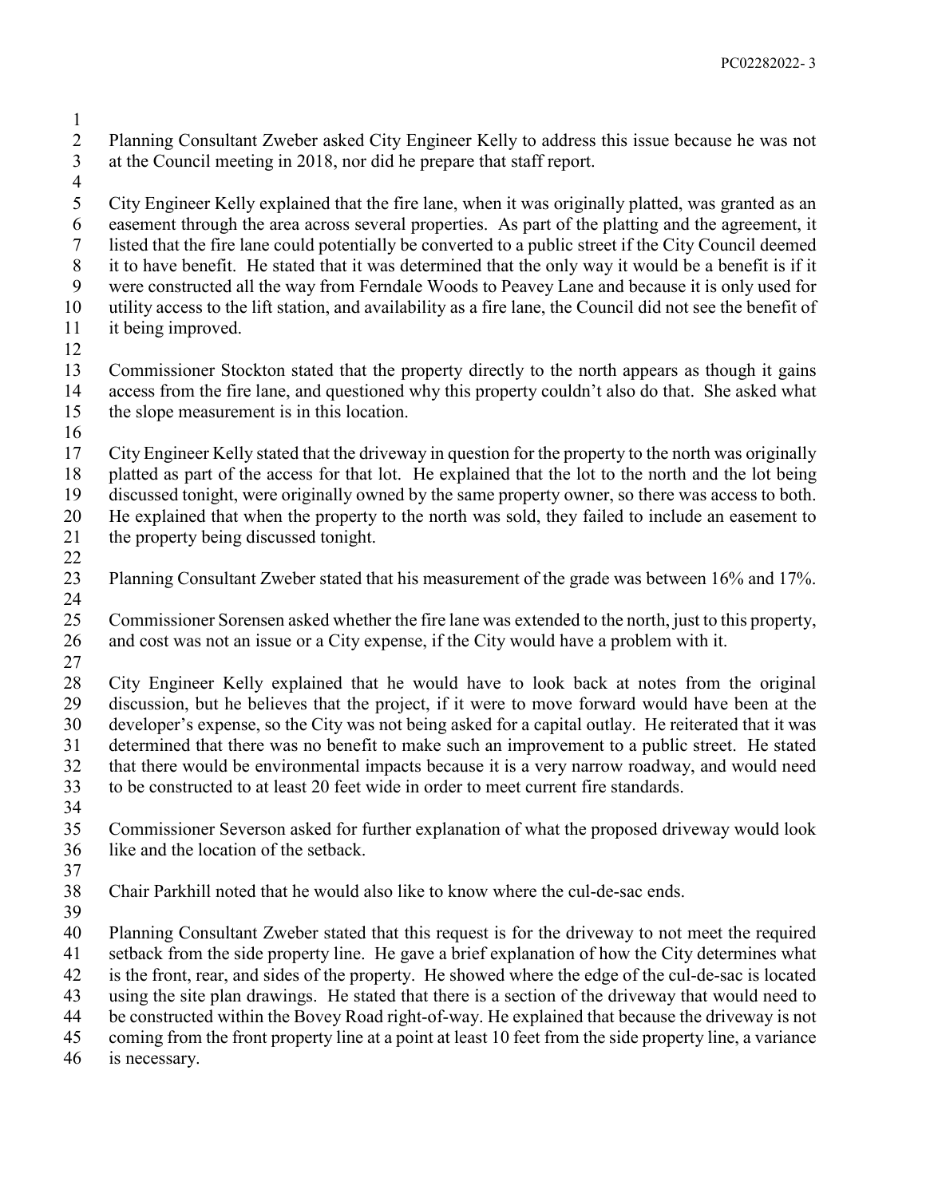Planning Consultant Zweber asked City Engineer Kelly to address this issue because he was not at the Council meeting in 2018, nor did he prepare that staff report.

City Engineer Kelly explained that the fire lane, when it was originally platted, was granted as an easement through the area across several properties. As part of the platting and the agreement, it listed that the fire lane could potentially be converted to a public street if the City Council deemed it to have benefit. He stated that it was determined that the only way it would be a benefit is if it were constructed all the way from Ferndale Woods to Peavey Lane and because it is only used for utility access to the lift station, and availability as a fire lane, the Council did not see the benefit of it being improved.

Commissioner Stockton stated that the property directly to the north appears as though it gains access from the fire lane, and questioned why this property couldn't also do that. She asked what the slope measurement is in this location.

City Engineer Kelly stated that the driveway in question for the property to the north was originally platted as part of the access for that lot. He explained that the lot to the north and the lot being discussed tonight, were originally owned by the same property owner, so there was access to both. He explained that when the property to the north was sold, they failed to include an easement to the property being discussed tonight.

Planning Consultant Zweber stated that his measurement of the grade was between 16% and 17%.

Commissioner Sorensen asked whether the fire lane was extended to the north, just to this property, and cost was not an issue or a City expense, if the City would have a problem with it.

City Engineer Kelly explained that he would have to look back at notes from the original discussion, but he believes that the project, if it were to move forward would have been at the developer's expense, so the City was not being asked for a capital outlay. He reiterated that it was determined that there was no benefit to make such an improvement to a public street. He stated that there would be environmental impacts because it is a very narrow roadway, and would need to be constructed to at least 20 feet wide in order to meet current fire standards.

Commissioner Severson asked for further explanation of what the proposed driveway would look like and the location of the setback.

Chair Parkhill noted that he would also like to know where the cul-de-sac ends.

Planning Consultant Zweber stated that this request is for the driveway to not meet the required setback from the side property line. He gave a brief explanation of how the City determines what is the front, rear, and sides of the property. He showed where the edge of the cul-de-sac is located using the site plan drawings. He stated that there is a section of the driveway that would need to be constructed within the Bovey Road right-of-way. He explained that because the driveway is not coming from the front property line at a point at least 10 feet from the side property line, a variance is necessary.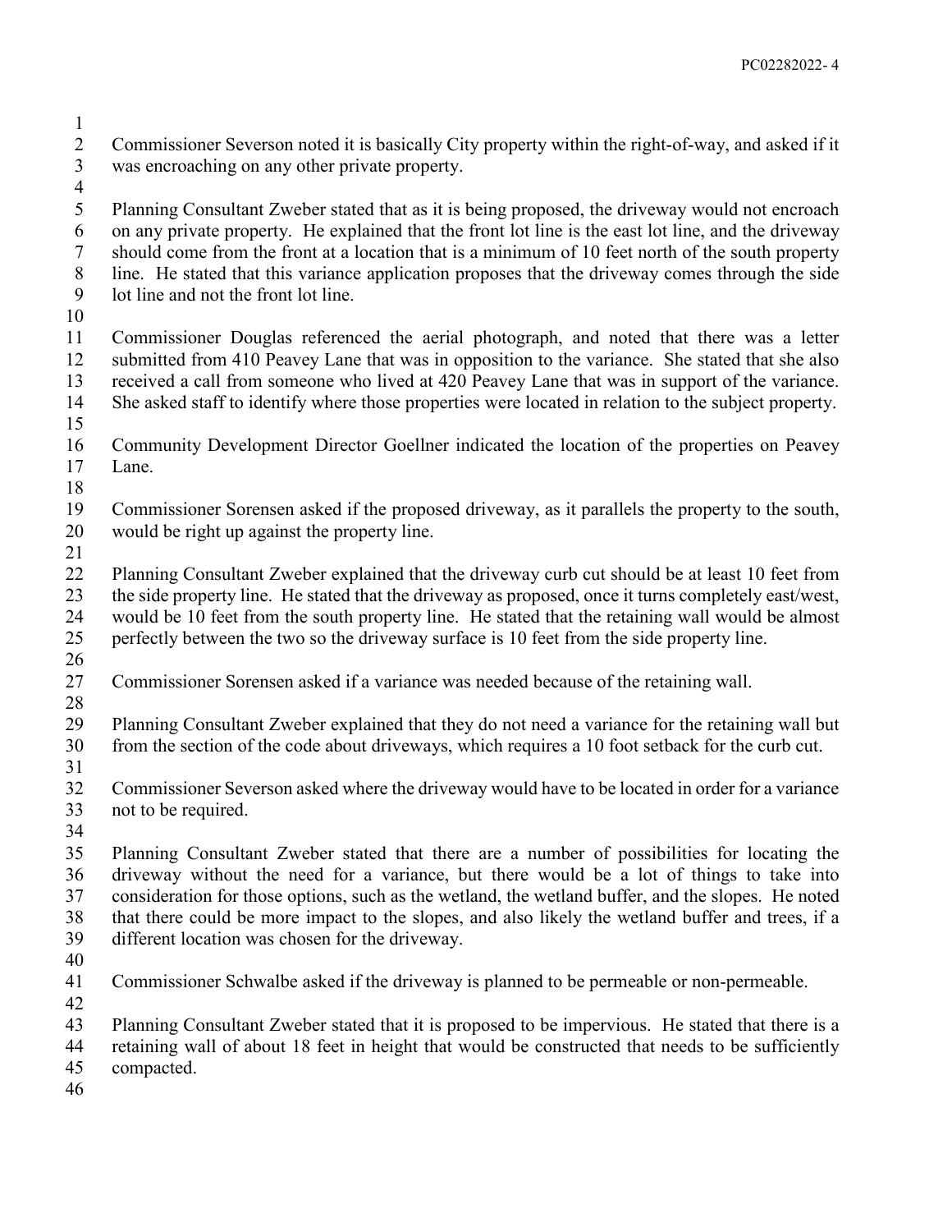Commissioner Severson noted it is basically City property within the right-of-way, and asked if it was encroaching on any other private property.

Planning Consultant Zweber stated that as it is being proposed, the driveway would not encroach on any private property. He explained that the front lot line is the east lot line, and the driveway should come from the front at a location that is a minimum of 10 feet north of the south property line. He stated that this variance application proposes that the driveway comes through the side lot line and not the front lot line.

Commissioner Douglas referenced the aerial photograph, and noted that there was a letter submitted from 410 Peavey Lane that was in opposition to the variance. She stated that she also received a call from someone who lived at 420 Peavey Lane that was in support of the variance. She asked staff to identify where those properties were located in relation to the subject property.

Community Development Director Goellner indicated the location of the properties on Peavey Lane.

Commissioner Sorensen asked if the proposed driveway, as it parallels the property to the south, would be right up against the property line.

Planning Consultant Zweber explained that the driveway curb cut should be at least 10 feet from the side property line. He stated that the driveway as proposed, once it turns completely east/west, would be 10 feet from the south property line. He stated that the retaining wall would be almost perfectly between the two so the driveway surface is 10 feet from the side property line.

Commissioner Sorensen asked if a variance was needed because of the retaining wall.

Planning Consultant Zweber explained that they do not need a variance for the retaining wall but from the section of the code about driveways, which requires a 10 foot setback for the curb cut.

Commissioner Severson asked where the driveway would have to be located in order for a variance not to be required.

Planning Consultant Zweber stated that there are a number of possibilities for locating the driveway without the need for a variance, but there would be a lot of things to take into consideration for those options, such as the wetland, the wetland buffer, and the slopes. He noted that there could be more impact to the slopes, and also likely the wetland buffer and trees, if a different location was chosen for the driveway.

Commissioner Schwalbe asked if the driveway is planned to be permeable or non-permeable.

Planning Consultant Zweber stated that it is proposed to be impervious. He stated that there is a retaining wall of about 18 feet in height that would be constructed that needs to be sufficiently compacted.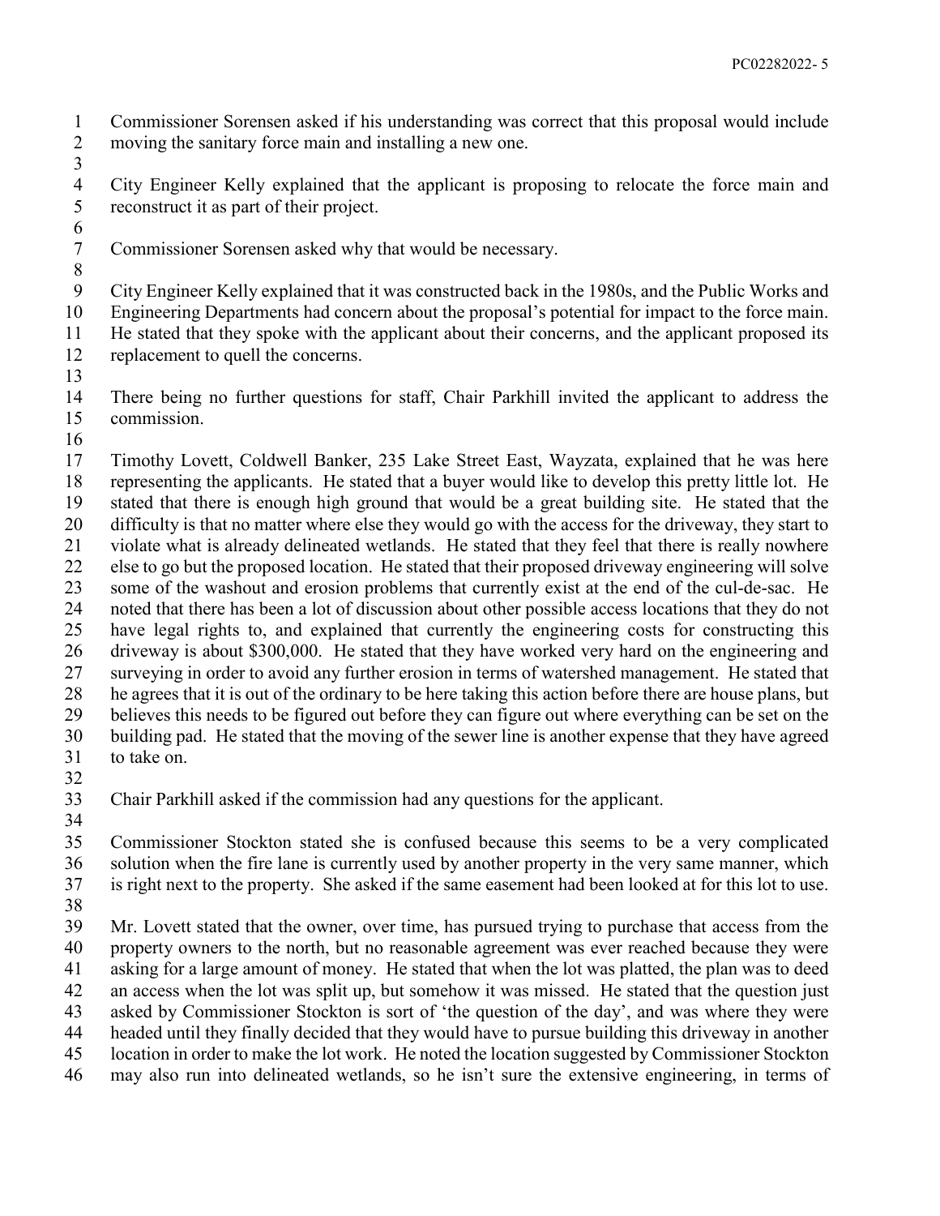Commissioner Sorensen asked if his understanding was correct that this proposal would include moving the sanitary force main and installing a new one.

City Engineer Kelly explained that the applicant is proposing to relocate the force main and reconstruct it as part of their project.

Commissioner Sorensen asked why that would be necessary.

City Engineer Kelly explained that it was constructed back in the 1980s, and the Public Works and Engineering Departments had concern about the proposal's potential for impact to the force main. He stated that they spoke with the applicant about their concerns, and the applicant proposed its replacement to quell the concerns.

There being no further questions for staff, Chair Parkhill invited the applicant to address the commission.

Timothy Lovett, Coldwell Banker, 235 Lake Street East, Wayzata, explained that he was here representing the applicants. He stated that a buyer would like to develop this pretty little lot. He stated that there is enough high ground that would be a great building site. He stated that the difficulty is that no matter where else they would go with the access for the driveway, they start to violate what is already delineated wetlands. He stated that they feel that there is really nowhere else to go but the proposed location. He stated that their proposed driveway engineering will solve some of the washout and erosion problems that currently exist at the end of the cul-de-sac. He noted that there has been a lot of discussion about other possible access locations that they do not have legal rights to, and explained that currently the engineering costs for constructing this driveway is about $300,000. He stated that they have worked very hard on the engineering and surveying in order to avoid any further erosion in terms of watershed management. He stated that he agrees that it is out of the ordinary to be here taking this action before there are house plans, but believes this needs to be figured out before they can figure out where everything can be set on the building pad. He stated that the moving of the sewer line is another expense that they have agreed to take on.

Chair Parkhill asked if the commission had any questions for the applicant.

Commissioner Stockton stated she is confused because this seems to be a very complicated solution when the fire lane is currently used by another property in the very same manner, which is right next to the property. She asked if the same easement had been looked at for this lot to use.

Mr. Lovett stated that the owner, over time, has pursued trying to purchase that access from the property owners to the north, but no reasonable agreement was ever reached because they were asking for a large amount of money. He stated that when the lot was platted, the plan was to deed an access when the lot was split up, but somehow it was missed. He stated that the question just asked by Commissioner Stockton is sort of 'the question of the day', and was where they were headed until they finally decided that they would have to pursue building this driveway in another location in order to make the lot work. He noted the location suggested by Commissioner Stockton may also run into delineated wetlands, so he isn't sure the extensive engineering, in terms of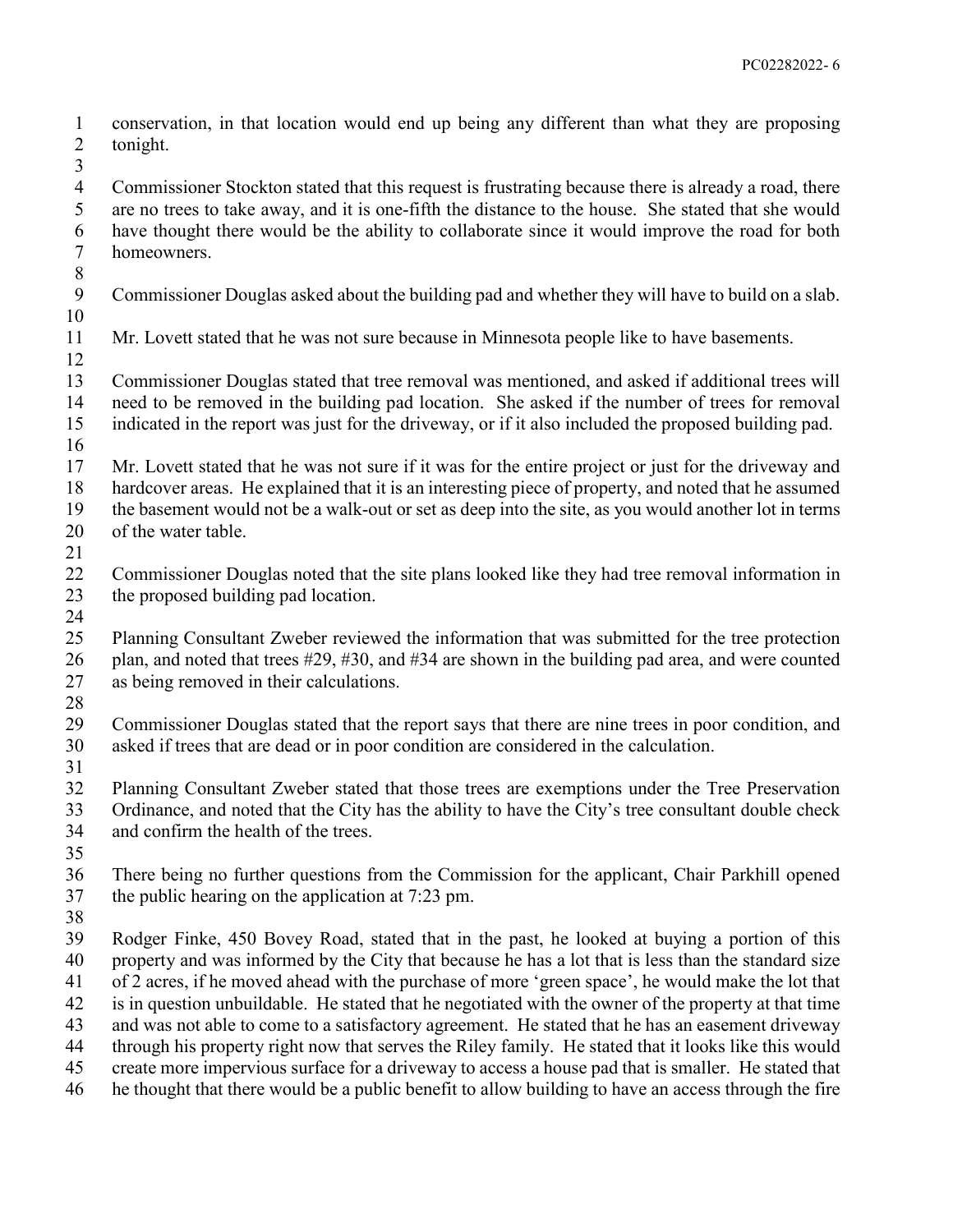conservation, in that location would end up being any different than what they are proposing tonight.

Commissioner Stockton stated that this request is frustrating because there is already a road, there are no trees to take away, and it is one-fifth the distance to the house. She stated that she would have thought there would be the ability to collaborate since it would improve the road for both homeowners.

Commissioner Douglas asked about the building pad and whether they will have to build on a slab.

Mr. Lovett stated that he was not sure because in Minnesota people like to have basements.

Commissioner Douglas stated that tree removal was mentioned, and asked if additional trees will need to be removed in the building pad location. She asked if the number of trees for removal indicated in the report was just for the driveway, or if it also included the proposed building pad.

Mr. Lovett stated that he was not sure if it was for the entire project or just for the driveway and hardcover areas. He explained that it is an interesting piece of property, and noted that he assumed the basement would not be a walk-out or set as deep into the site, as you would another lot in terms of the water table.

Commissioner Douglas noted that the site plans looked like they had tree removal information in the proposed building pad location.

Planning Consultant Zweber reviewed the information that was submitted for the tree protection plan, and noted that trees #29, #30, and #34 are shown in the building pad area, and were counted as being removed in their calculations.

Commissioner Douglas stated that the report says that there are nine trees in poor condition, and asked if trees that are dead or in poor condition are considered in the calculation.

Planning Consultant Zweber stated that those trees are exemptions under the Tree Preservation Ordinance, and noted that the City has the ability to have the City's tree consultant double check and confirm the health of the trees.

There being no further questions from the Commission for the applicant, Chair Parkhill opened the public hearing on the application at 7:23 pm.

Rodger Finke, 450 Bovey Road, stated that in the past, he looked at buying a portion of this property and was informed by the City that because he has a lot that is less than the standard size of 2 acres, if he moved ahead with the purchase of more 'green space', he would make the lot that is in question unbuildable. He stated that he negotiated with the owner of the property at that time and was not able to come to a satisfactory agreement. He stated that he has an easement driveway through his property right now that serves the Riley family. He stated that it looks like this would create more impervious surface for a driveway to access a house pad that is smaller. He stated that he thought that there would be a public benefit to allow building to have an access through the fire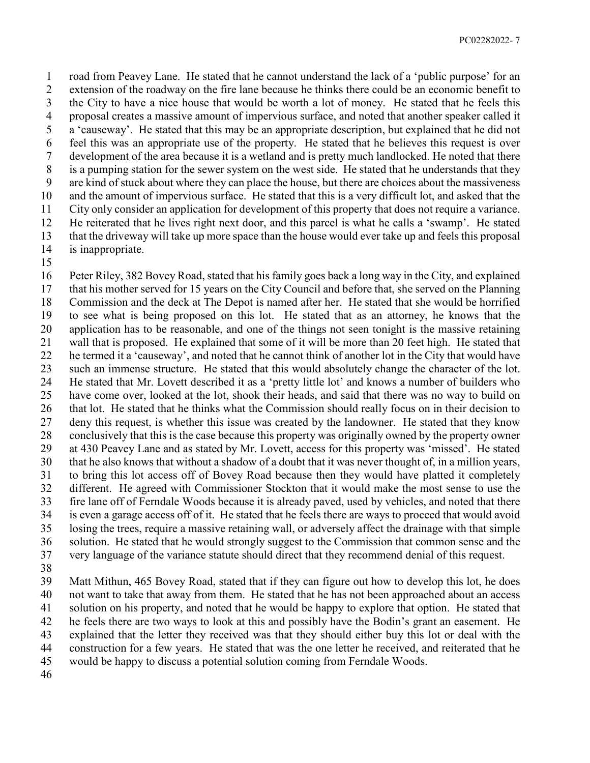road from Peavey Lane. He stated that he cannot understand the lack of a 'public purpose' for an extension of the roadway on the fire lane because he thinks there could be an economic benefit to the City to have a nice house that would be worth a lot of money. He stated that he feels this proposal creates a massive amount of impervious surface, and noted that another speaker called it a 'causeway'. He stated that this may be an appropriate description, but explained that he did not feel this was an appropriate use of the property. He stated that he believes this request is over development of the area because it is a wetland and is pretty much landlocked. He noted that there is a pumping station for the sewer system on the west side. He stated that he understands that they are kind of stuck about where they can place the house, but there are choices about the massiveness and the amount of impervious surface. He stated that this is a very difficult lot, and asked that the City only consider an application for development of this property that does not require a variance. He reiterated that he lives right next door, and this parcel is what he calls a 'swamp'. He stated that the driveway will take up more space than the house would ever take up and feels this proposal is inappropriate.

Peter Riley, 382 Bovey Road, stated that his family goes back a long way in the City, and explained that his mother served for 15 years on the City Council and before that, she served on the Planning Commission and the deck at The Depot is named after her. He stated that she would be horrified to see what is being proposed on this lot. He stated that as an attorney, he knows that the application has to be reasonable, and one of the things not seen tonight is the massive retaining wall that is proposed. He explained that some of it will be more than 20 feet high. He stated that he termed it a 'causeway', and noted that he cannot think of another lot in the City that would have such an immense structure. He stated that this would absolutely change the character of the lot. He stated that Mr. Lovett described it as a 'pretty little lot' and knows a number of builders who have come over, looked at the lot, shook their heads, and said that there was no way to build on that lot. He stated that he thinks what the Commission should really focus on in their decision to deny this request, is whether this issue was created by the landowner. He stated that they know conclusively that this is the case because this property was originally owned by the property owner at 430 Peavey Lane and as stated by Mr. Lovett, access for this property was 'missed'. He stated that he also knows that without a shadow of a doubt that it was never thought of, in a million years, to bring this lot access off of Bovey Road because then they would have platted it completely different. He agreed with Commissioner Stockton that it would make the most sense to use the fire lane off of Ferndale Woods because it is already paved, used by vehicles, and noted that there is even a garage access off of it. He stated that he feels there are ways to proceed that would avoid losing the trees, require a massive retaining wall, or adversely affect the drainage with that simple solution. He stated that he would strongly suggest to the Commission that common sense and the very language of the variance statute should direct that they recommend denial of this request.

Matt Mithun, 465 Bovey Road, stated that if they can figure out how to develop this lot, he does not want to take that away from them. He stated that he has not been approached about an access solution on his property, and noted that he would be happy to explore that option. He stated that he feels there are two ways to look at this and possibly have the Bodin's grant an easement. He explained that the letter they received was that they should either buy this lot or deal with the construction for a few years. He stated that was the one letter he received, and reiterated that he would be happy to discuss a potential solution coming from Ferndale Woods.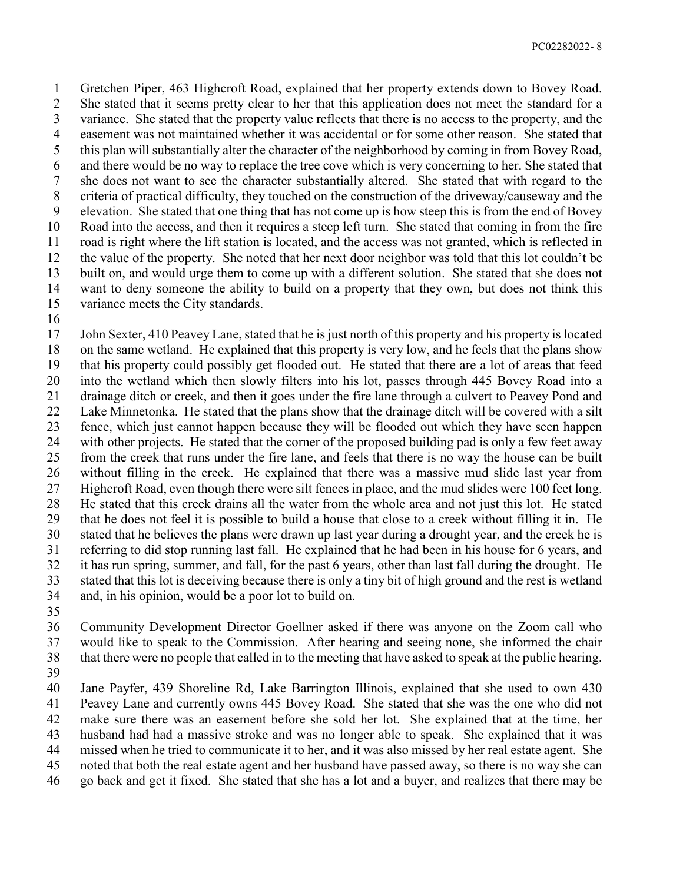Gretchen Piper, 463 Highcroft Road, explained that her property extends down to Bovey Road. She stated that it seems pretty clear to her that this application does not meet the standard for a variance. She stated that the property value reflects that there is no access to the property, and the easement was not maintained whether it was accidental or for some other reason. She stated that this plan will substantially alter the character of the neighborhood by coming in from Bovey Road, and there would be no way to replace the tree cove which is very concerning to her. She stated that she does not want to see the character substantially altered. She stated that with regard to the criteria of practical difficulty, they touched on the construction of the driveway/causeway and the elevation. She stated that one thing that has not come up is how steep this is from the end of Bovey Road into the access, and then it requires a steep left turn. She stated that coming in from the fire road is right where the lift station is located, and the access was not granted, which is reflected in the value of the property. She noted that her next door neighbor was told that this lot couldn't be built on, and would urge them to come up with a different solution. She stated that she does not want to deny someone the ability to build on a property that they own, but does not think this variance meets the City standards.

John Sexter, 410 Peavey Lane, stated that he is just north of this property and his property is located on the same wetland. He explained that this property is very low, and he feels that the plans show that his property could possibly get flooded out. He stated that there are a lot of areas that feed into the wetland which then slowly filters into his lot, passes through 445 Bovey Road into a drainage ditch or creek, and then it goes under the fire lane through a culvert to Peavey Pond and Lake Minnetonka. He stated that the plans show that the drainage ditch will be covered with a silt fence, which just cannot happen because they will be flooded out which they have seen happen with other projects. He stated that the corner of the proposed building pad is only a few feet away from the creek that runs under the fire lane, and feels that there is no way the house can be built without filling in the creek. He explained that there was a massive mud slide last year from Highcroft Road, even though there were silt fences in place, and the mud slides were 100 feet long. He stated that this creek drains all the water from the whole area and not just this lot. He stated that he does not feel it is possible to build a house that close to a creek without filling it in. He stated that he believes the plans were drawn up last year during a drought year, and the creek he is referring to did stop running last fall. He explained that he had been in his house for 6 years, and it has run spring, summer, and fall, for the past 6 years, other than last fall during the drought. He stated that this lot is deceiving because there is only a tiny bit of high ground and the rest is wetland and, in his opinion, would be a poor lot to build on.

Community Development Director Goellner asked if there was anyone on the Zoom call who would like to speak to the Commission. After hearing and seeing none, she informed the chair that there were no people that called in to the meeting that have asked to speak at the public hearing.

Jane Payfer, 439 Shoreline Rd, Lake Barrington Illinois, explained that she used to own 430 Peavey Lane and currently owns 445 Bovey Road. She stated that she was the one who did not make sure there was an easement before she sold her lot. She explained that at the time, her husband had had a massive stroke and was no longer able to speak. She explained that it was missed when he tried to communicate it to her, and it was also missed by her real estate agent. She noted that both the real estate agent and her husband have passed away, so there is no way she can go back and get it fixed. She stated that she has a lot and a buyer, and realizes that there may be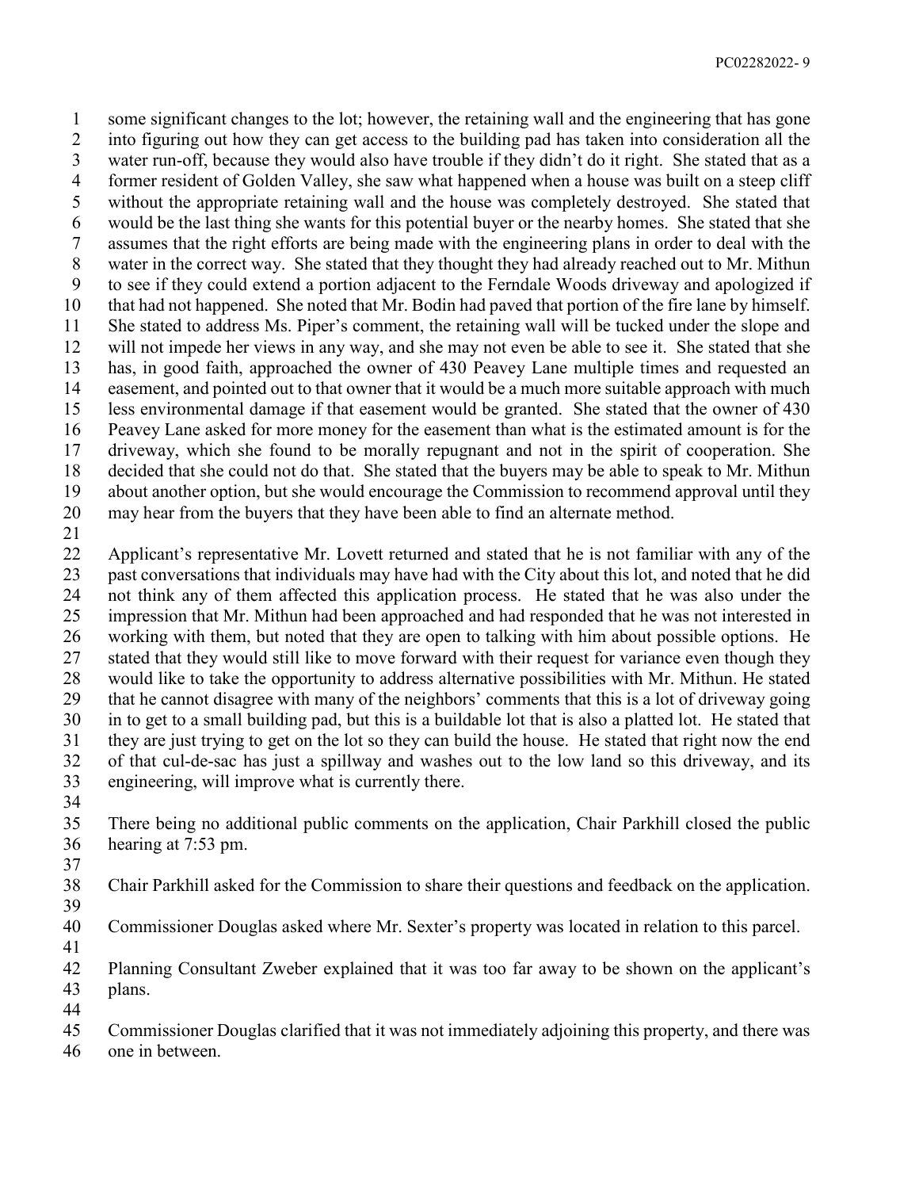some significant changes to the lot; however, the retaining wall and the engineering that has gone into figuring out how they can get access to the building pad has taken into consideration all the water run-off, because they would also have trouble if they didn't do it right. She stated that as a former resident of Golden Valley, she saw what happened when a house was built on a steep cliff without the appropriate retaining wall and the house was completely destroyed. She stated that would be the last thing she wants for this potential buyer or the nearby homes. She stated that she assumes that the right efforts are being made with the engineering plans in order to deal with the water in the correct way. She stated that they thought they had already reached out to Mr. Mithun to see if they could extend a portion adjacent to the Ferndale Woods driveway and apologized if that had not happened. She noted that Mr. Bodin had paved that portion of the fire lane by himself. She stated to address Ms. Piper's comment, the retaining wall will be tucked under the slope and will not impede her views in any way, and she may not even be able to see it. She stated that she has, in good faith, approached the owner of 430 Peavey Lane multiple times and requested an easement, and pointed out to that owner that it would be a much more suitable approach with much less environmental damage if that easement would be granted. She stated that the owner of 430 Peavey Lane asked for more money for the easement than what is the estimated amount is for the driveway, which she found to be morally repugnant and not in the spirit of cooperation. She decided that she could not do that. She stated that the buyers may be able to speak to Mr. Mithun about another option, but she would encourage the Commission to recommend approval until they may hear from the buyers that they have been able to find an alternate method.

Applicant's representative Mr. Lovett returned and stated that he is not familiar with any of the past conversations that individuals may have had with the City about this lot, and noted that he did not think any of them affected this application process. He stated that he was also under the impression that Mr. Mithun had been approached and had responded that he was not interested in working with them, but noted that they are open to talking with him about possible options. He stated that they would still like to move forward with their request for variance even though they would like to take the opportunity to address alternative possibilities with Mr. Mithun. He stated that he cannot disagree with many of the neighbors' comments that this is a lot of driveway going in to get to a small building pad, but this is a buildable lot that is also a platted lot. He stated that they are just trying to get on the lot so they can build the house. He stated that right now the end of that cul-de-sac has just a spillway and washes out to the low land so this driveway, and its engineering, will improve what is currently there.

There being no additional public comments on the application, Chair Parkhill closed the public hearing at 7:53 pm.

Chair Parkhill asked for the Commission to share their questions and feedback on the application.

Commissioner Douglas asked where Mr. Sexter's property was located in relation to this parcel.

Planning Consultant Zweber explained that it was too far away to be shown on the applicant's plans.

Commissioner Douglas clarified that it was not immediately adjoining this property, and there was one in between.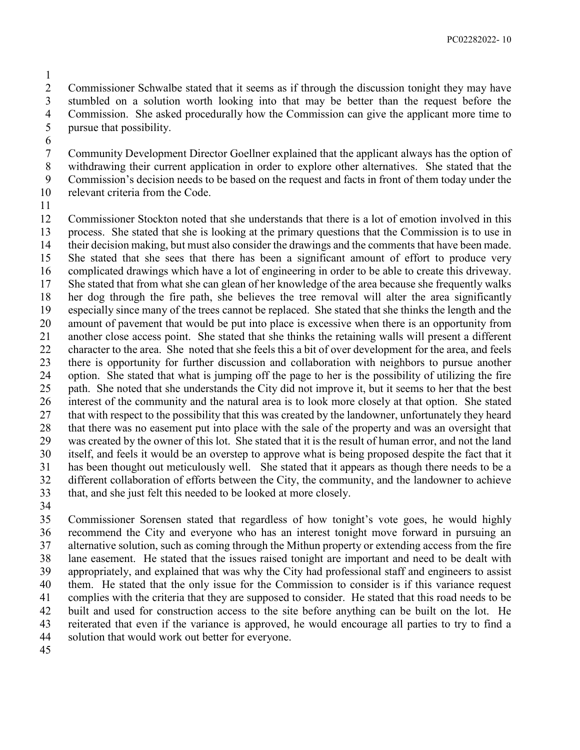Commissioner Schwalbe stated that it seems as if through the discussion tonight they may have stumbled on a solution worth looking into that may be better than the request before the Commission. She asked procedurally how the Commission can give the applicant more time to pursue that possibility.

Community Development Director Goellner explained that the applicant always has the option of withdrawing their current application in order to explore other alternatives. She stated that the Commission's decision needs to be based on the request and facts in front of them today under the relevant criteria from the Code.

Commissioner Stockton noted that she understands that there is a lot of emotion involved in this process. She stated that she is looking at the primary questions that the Commission is to use in their decision making, but must also consider the drawings and the comments that have been made. She stated that she sees that there has been a significant amount of effort to produce very complicated drawings which have a lot of engineering in order to be able to create this driveway. She stated that from what she can glean of her knowledge of the area because she frequently walks her dog through the fire path, she believes the tree removal will alter the area significantly especially since many of the trees cannot be replaced. She stated that she thinks the length and the amount of pavement that would be put into place is excessive when there is an opportunity from another close access point. She stated that she thinks the retaining walls will present a different character to the area. She noted that she feels this a bit of over development for the area, and feels there is opportunity for further discussion and collaboration with neighbors to pursue another option. She stated that what is jumping off the page to her is the possibility of utilizing the fire path. She noted that she understands the City did not improve it, but it seems to her that the best interest of the community and the natural area is to look more closely at that option. She stated that with respect to the possibility that this was created by the landowner, unfortunately they heard that there was no easement put into place with the sale of the property and was an oversight that was created by the owner of this lot. She stated that it is the result of human error, and not the land itself, and feels it would be an overstep to approve what is being proposed despite the fact that it has been thought out meticulously well. She stated that it appears as though there needs to be a different collaboration of efforts between the City, the community, and the landowner to achieve that, and she just felt this needed to be looked at more closely.

Commissioner Sorensen stated that regardless of how tonight's vote goes, he would highly recommend the City and everyone who has an interest tonight move forward in pursuing an alternative solution, such as coming through the Mithun property or extending access from the fire lane easement. He stated that the issues raised tonight are important and need to be dealt with appropriately, and explained that was why the City had professional staff and engineers to assist them. He stated that the only issue for the Commission to consider is if this variance request complies with the criteria that they are supposed to consider. He stated that this road needs to be built and used for construction access to the site before anything can be built on the lot. He reiterated that even if the variance is approved, he would encourage all parties to try to find a solution that would work out better for everyone.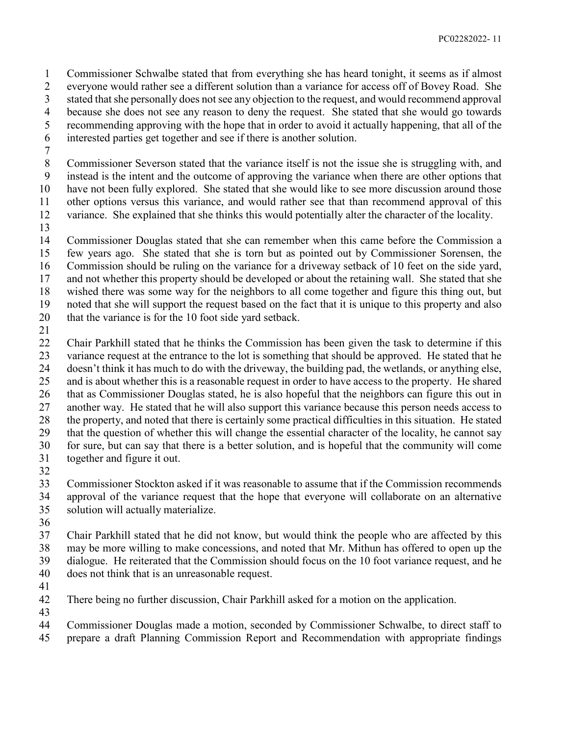Commissioner Schwalbe stated that from everything she has heard tonight, it seems as if almost everyone would rather see a different solution than a variance for access off of Bovey Road. She stated that she personally does not see any objection to the request, and would recommend approval because she does not see any reason to deny the request. She stated that she would go towards recommending approving with the hope that in order to avoid it actually happening, that all of the interested parties get together and see if there is another solution.

Commissioner Severson stated that the variance itself is not the issue she is struggling with, and instead is the intent and the outcome of approving the variance when there are other options that have not been fully explored. She stated that she would like to see more discussion around those other options versus this variance, and would rather see that than recommend approval of this variance. She explained that she thinks this would potentially alter the character of the locality.

Commissioner Douglas stated that she can remember when this came before the Commission a few years ago. She stated that she is torn but as pointed out by Commissioner Sorensen, the Commission should be ruling on the variance for a driveway setback of 10 feet on the side yard, and not whether this property should be developed or about the retaining wall. She stated that she wished there was some way for the neighbors to all come together and figure this thing out, but noted that she will support the request based on the fact that it is unique to this property and also that the variance is for the 10 foot side yard setback.

Chair Parkhill stated that he thinks the Commission has been given the task to determine if this variance request at the entrance to the lot is something that should be approved. He stated that he doesn't think it has much to do with the driveway, the building pad, the wetlands, or anything else, and is about whether this is a reasonable request in order to have access to the property. He shared that as Commissioner Douglas stated, he is also hopeful that the neighbors can figure this out in another way. He stated that he will also support this variance because this person needs access to the property, and noted that there is certainly some practical difficulties in this situation. He stated that the question of whether this will change the essential character of the locality, he cannot say for sure, but can say that there is a better solution, and is hopeful that the community will come together and figure it out.

Commissioner Stockton asked if it was reasonable to assume that if the Commission recommends approval of the variance request that the hope that everyone will collaborate on an alternative solution will actually materialize.

Chair Parkhill stated that he did not know, but would think the people who are affected by this may be more willing to make concessions, and noted that Mr. Mithun has offered to open up the dialogue. He reiterated that the Commission should focus on the 10 foot variance request, and he does not think that is an unreasonable request.

There being no further discussion, Chair Parkhill asked for a motion on the application.

Commissioner Douglas made a motion, seconded by Commissioner Schwalbe, to direct staff to prepare a draft Planning Commission Report and Recommendation with appropriate findings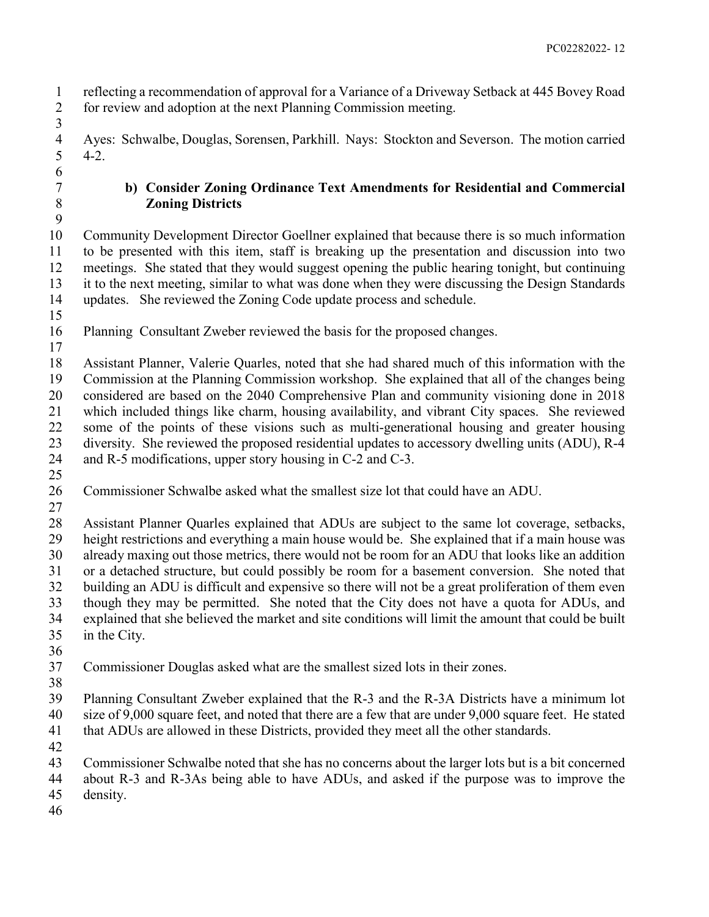reflecting a recommendation of approval for a Variance of a Driveway Setback at 445 Bovey Road for review and adoption at the next Planning Commission meeting.

Ayes: Schwalbe, Douglas, Sorensen, Parkhill. Nays: Stockton and Severson. The motion carried 4-2.

### b) Consider Zoning Ordinance Text Amendments for Residential and Commercial Zoning Districts

Community Development Director Goellner explained that because there is so much information to be presented with this item, staff is breaking up the presentation and discussion into two meetings. She stated that they would suggest opening the public hearing tonight, but continuing it to the next meeting, similar to what was done when they were discussing the Design Standards updates. She reviewed the Zoning Code update process and schedule.

Planning Consultant Zweber reviewed the basis for the proposed changes.

Assistant Planner, Valerie Quarles, noted that she had shared much of this information with the Commission at the Planning Commission workshop. She explained that all of the changes being considered are based on the 2040 Comprehensive Plan and community visioning done in 2018 which included things like charm, housing availability, and vibrant City spaces. She reviewed some of the points of these visions such as multi-generational housing and greater housing diversity. She reviewed the proposed residential updates to accessory dwelling units (ADU), R-4 and R-5 modifications, upper story housing in C-2 and C-3.

Commissioner Schwalbe asked what the smallest size lot that could have an ADU.

Assistant Planner Quarles explained that ADUs are subject to the same lot coverage, setbacks, height restrictions and everything a main house would be. She explained that if a main house was already maxing out those metrics, there would not be room for an ADU that looks like an addition or a detached structure, but could possibly be room for a basement conversion. She noted that building an ADU is difficult and expensive so there will not be a great proliferation of them even though they may be permitted. She noted that the City does not have a quota for ADUs, and explained that she believed the market and site conditions will limit the amount that could be built in the City.

Commissioner Douglas asked what are the smallest sized lots in their zones.

Planning Consultant Zweber explained that the R-3 and the R-3A Districts have a minimum lot size of 9,000 square feet, and noted that there are a few that are under 9,000 square feet. He stated that ADUs are allowed in these Districts, provided they meet all the other standards.

Commissioner Schwalbe noted that she has no concerns about the larger lots but is a bit concerned about R-3 and R-3As being able to have ADUs, and asked if the purpose was to improve the density.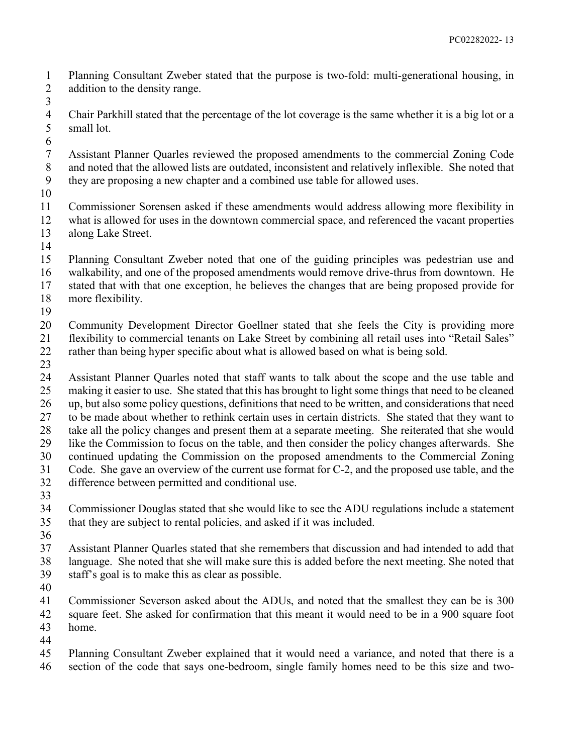Planning Consultant Zweber stated that the purpose is two-fold: multi-generational housing, in addition to the density range.

Chair Parkhill stated that the percentage of the lot coverage is the same whether it is a big lot or a small lot.

Assistant Planner Quarles reviewed the proposed amendments to the commercial Zoning Code and noted that the allowed lists are outdated, inconsistent and relatively inflexible. She noted that they are proposing a new chapter and a combined use table for allowed uses.

Commissioner Sorensen asked if these amendments would address allowing more flexibility in what is allowed for uses in the downtown commercial space, and referenced the vacant properties along Lake Street.

Planning Consultant Zweber noted that one of the guiding principles was pedestrian use and walkability, and one of the proposed amendments would remove drive-thrus from downtown. He stated that with that one exception, he believes the changes that are being proposed provide for more flexibility.

Community Development Director Goellner stated that she feels the City is providing more flexibility to commercial tenants on Lake Street by combining all retail uses into "Retail Sales" rather than being hyper specific about what is allowed based on what is being sold.

Assistant Planner Quarles noted that staff wants to talk about the scope and the use table and making it easier to use. She stated that this has brought to light some things that need to be cleaned up, but also some policy questions, definitions that need to be written, and considerations that need to be made about whether to rethink certain uses in certain districts. She stated that they want to take all the policy changes and present them at a separate meeting. She reiterated that she would like the Commission to focus on the table, and then consider the policy changes afterwards. She continued updating the Commission on the proposed amendments to the Commercial Zoning Code. She gave an overview of the current use format for C-2, and the proposed use table, and the difference between permitted and conditional use.

Commissioner Douglas stated that she would like to see the ADU regulations include a statement that they are subject to rental policies, and asked if it was included.

Assistant Planner Quarles stated that she remembers that discussion and had intended to add that language. She noted that she will make sure this is added before the next meeting. She noted that staff's goal is to make this as clear as possible.

Commissioner Severson asked about the ADUs, and noted that the smallest they can be is 300 square feet. She asked for confirmation that this meant it would need to be in a 900 square foot home.

Planning Consultant Zweber explained that it would need a variance, and noted that there is a section of the code that says one-bedroom, single family homes need to be this size and two-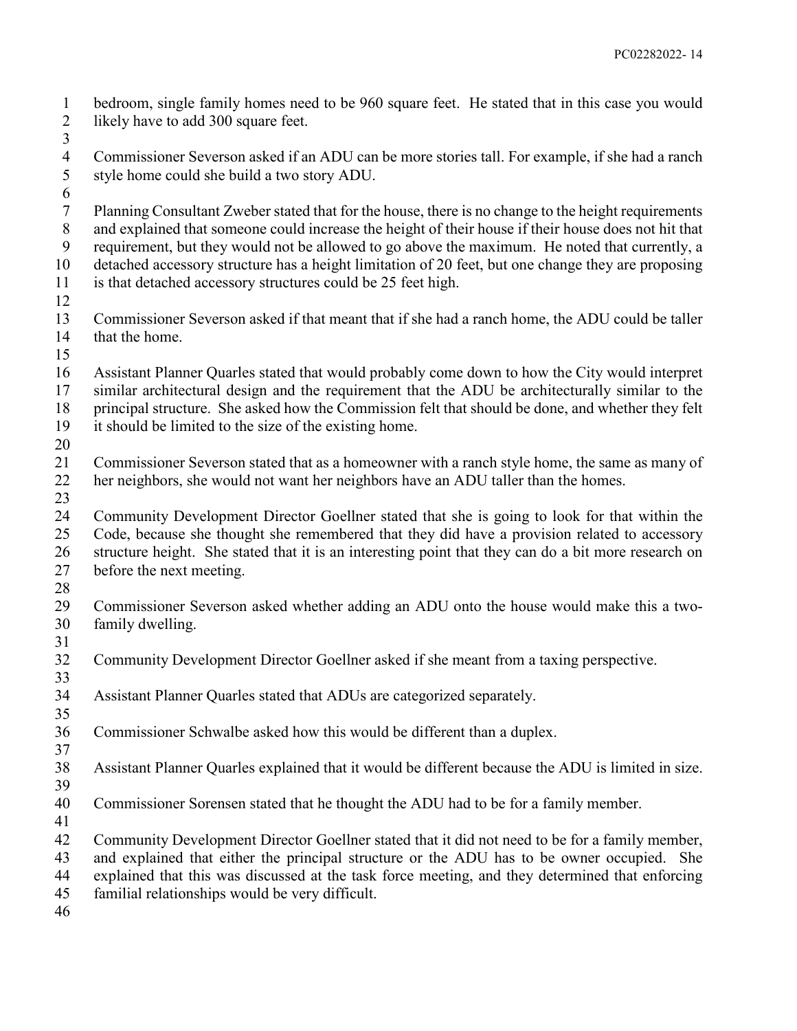bedroom, single family homes need to be 960 square feet. He stated that in this case you would likely have to add 300 square feet.

Commissioner Severson asked if an ADU can be more stories tall. For example, if she had a ranch style home could she build a two story ADU.

Planning Consultant Zweber stated that for the house, there is no change to the height requirements and explained that someone could increase the height of their house if their house does not hit that requirement, but they would not be allowed to go above the maximum. He noted that currently, a detached accessory structure has a height limitation of 20 feet, but one change they are proposing is that detached accessory structures could be 25 feet high.

Commissioner Severson asked if that meant that if she had a ranch home, the ADU could be taller that the home.

Assistant Planner Quarles stated that would probably come down to how the City would interpret similar architectural design and the requirement that the ADU be architecturally similar to the principal structure. She asked how the Commission felt that should be done, and whether they felt it should be limited to the size of the existing home.

Commissioner Severson stated that as a homeowner with a ranch style home, the same as many of her neighbors, she would not want her neighbors have an ADU taller than the homes.

Community Development Director Goellner stated that she is going to look for that within the Code, because she thought she remembered that they did have a provision related to accessory structure height. She stated that it is an interesting point that they can do a bit more research on before the next meeting.

Commissioner Severson asked whether adding an ADU onto the house would make this a two-family dwelling.

Community Development Director Goellner asked if she meant from a taxing perspective.

Assistant Planner Quarles stated that ADUs are categorized separately.

Commissioner Schwalbe asked how this would be different than a duplex.

Assistant Planner Quarles explained that it would be different because the ADU is limited in size.

Commissioner Sorensen stated that he thought the ADU had to be for a family member.

Community Development Director Goellner stated that it did not need to be for a family member, and explained that either the principal structure or the ADU has to be owner occupied. She explained that this was discussed at the task force meeting, and they determined that enforcing familial relationships would be very difficult.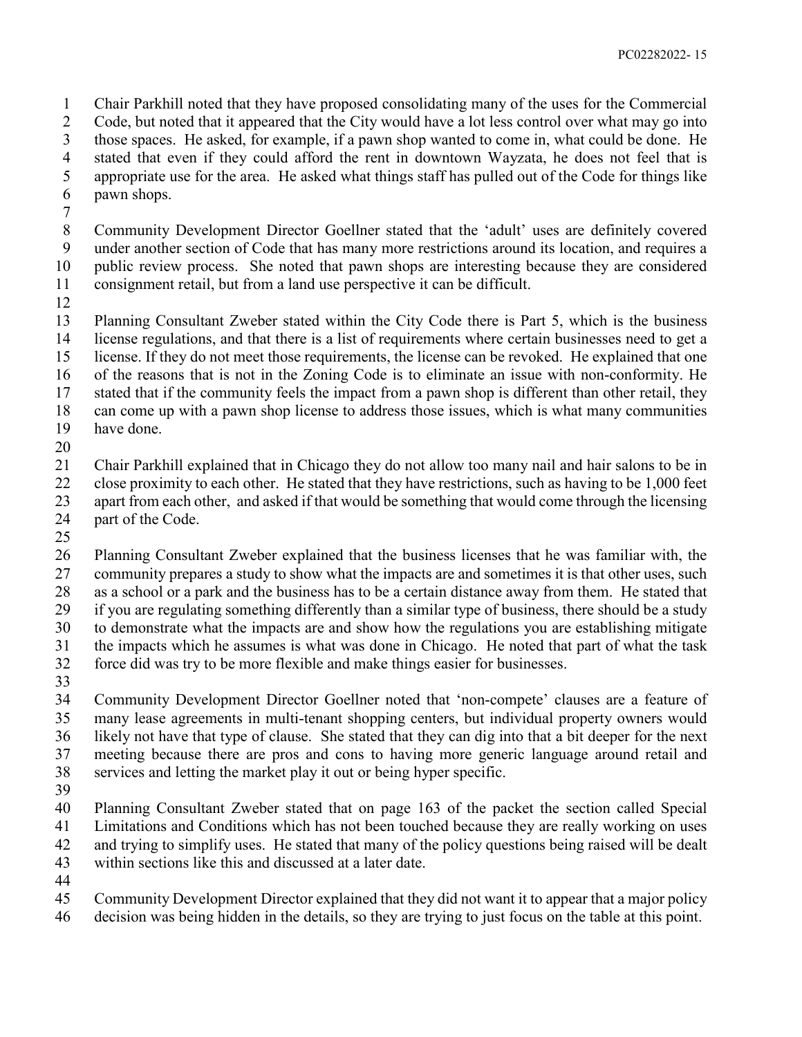Chair Parkhill noted that they have proposed consolidating many of the uses for the Commercial Code, but noted that it appeared that the City would have a lot less control over what may go into those spaces. He asked, for example, if a pawn shop wanted to come in, what could be done. He stated that even if they could afford the rent in downtown Wayzata, he does not feel that is appropriate use for the area. He asked what things staff has pulled out of the Code for things like pawn shops.

Community Development Director Goellner stated that the 'adult' uses are definitely covered under another section of Code that has many more restrictions around its location, and requires a public review process. She noted that pawn shops are interesting because they are considered consignment retail, but from a land use perspective it can be difficult.

Planning Consultant Zweber stated within the City Code there is Part 5, which is the business license regulations, and that there is a list of requirements where certain businesses need to get a license. If they do not meet those requirements, the license can be revoked. He explained that one of the reasons that is not in the Zoning Code is to eliminate an issue with non-conformity. He stated that if the community feels the impact from a pawn shop is different than other retail, they can come up with a pawn shop license to address those issues, which is what many communities have done.

Chair Parkhill explained that in Chicago they do not allow too many nail and hair salons to be in close proximity to each other. He stated that they have restrictions, such as having to be 1,000 feet apart from each other, and asked if that would be something that would come through the licensing part of the Code.

Planning Consultant Zweber explained that the business licenses that he was familiar with, the community prepares a study to show what the impacts are and sometimes it is that other uses, such as a school or a park and the business has to be a certain distance away from them. He stated that if you are regulating something differently than a similar type of business, there should be a study to demonstrate what the impacts are and show how the regulations you are establishing mitigate the impacts which he assumes is what was done in Chicago. He noted that part of what the task force did was try to be more flexible and make things easier for businesses.

Community Development Director Goellner noted that 'non-compete' clauses are a feature of many lease agreements in multi-tenant shopping centers, but individual property owners would likely not have that type of clause. She stated that they can dig into that a bit deeper for the next meeting because there are pros and cons to having more generic language around retail and services and letting the market play it out or being hyper specific.

Planning Consultant Zweber stated that on page 163 of the packet the section called Special Limitations and Conditions which has not been touched because they are really working on uses and trying to simplify uses. He stated that many of the policy questions being raised will be dealt within sections like this and discussed at a later date.

Community Development Director explained that they did not want it to appear that a major policy decision was being hidden in the details, so they are trying to just focus on the table at this point.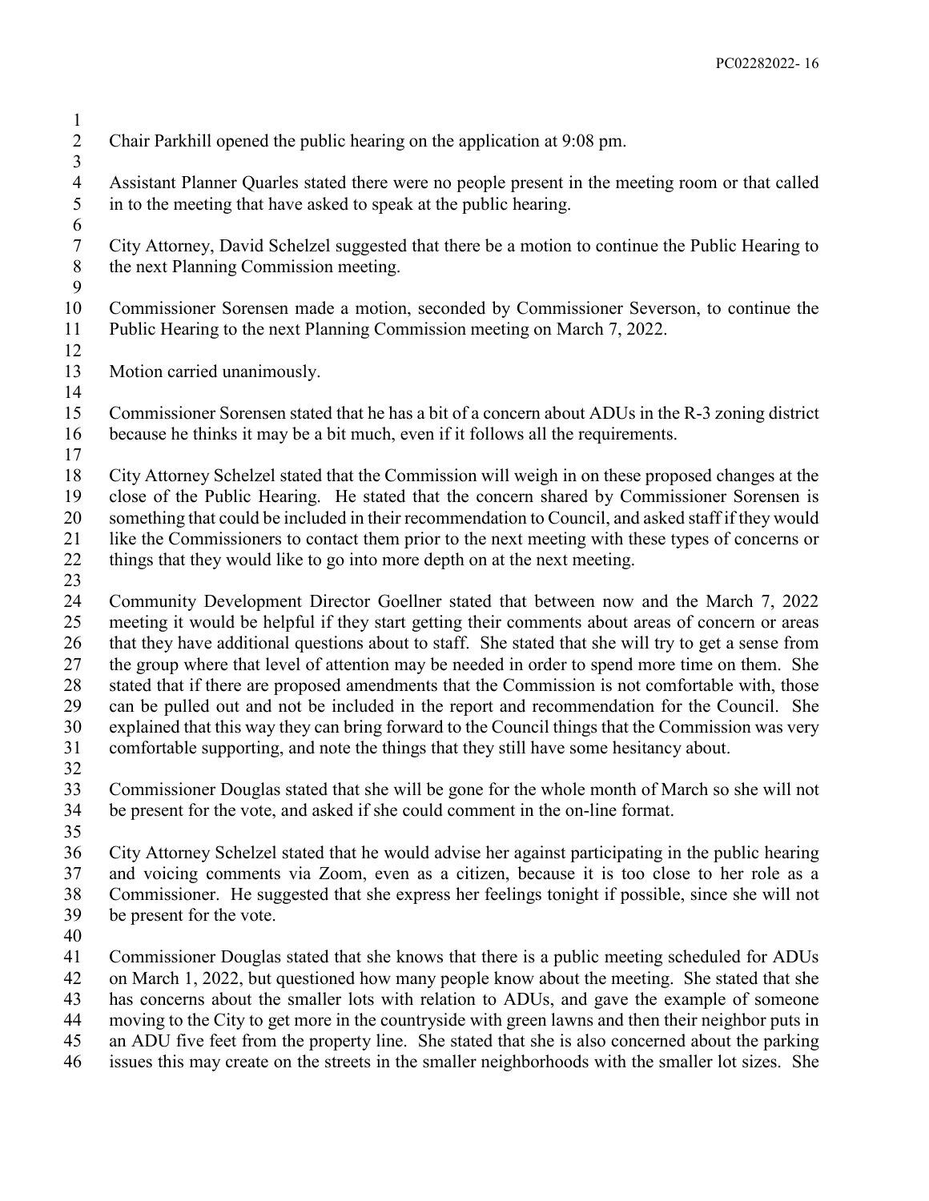Chair Parkhill opened the public hearing on the application at 9:08 pm.

Assistant Planner Quarles stated there were no people present in the meeting room or that called in to the meeting that have asked to speak at the public hearing.

City Attorney, David Schelzel suggested that there be a motion to continue the Public Hearing to the next Planning Commission meeting.

Commissioner Sorensen made a motion, seconded by Commissioner Severson, to continue the Public Hearing to the next Planning Commission meeting on March 7, 2022.

Motion carried unanimously.

Commissioner Sorensen stated that he has a bit of a concern about ADUs in the R-3 zoning district because he thinks it may be a bit much, even if it follows all the requirements.

City Attorney Schelzel stated that the Commission will weigh in on these proposed changes at the close of the Public Hearing. He stated that the concern shared by Commissioner Sorensen is something that could be included in their recommendation to Council, and asked staff if they would like the Commissioners to contact them prior to the next meeting with these types of concerns or things that they would like to go into more depth on at the next meeting.

Community Development Director Goellner stated that between now and the March 7, 2022 meeting it would be helpful if they start getting their comments about areas of concern or areas that they have additional questions about to staff. She stated that she will try to get a sense from the group where that level of attention may be needed in order to spend more time on them. She stated that if there are proposed amendments that the Commission is not comfortable with, those can be pulled out and not be included in the report and recommendation for the Council. She explained that this way they can bring forward to the Council things that the Commission was very comfortable supporting, and note the things that they still have some hesitancy about.

Commissioner Douglas stated that she will be gone for the whole month of March so she will not be present for the vote, and asked if she could comment in the on-line format.

City Attorney Schelzel stated that he would advise her against participating in the public hearing and voicing comments via Zoom, even as a citizen, because it is too close to her role as a Commissioner. He suggested that she express her feelings tonight if possible, since she will not be present for the vote.

Commissioner Douglas stated that she knows that there is a public meeting scheduled for ADUs on March 1, 2022, but questioned how many people know about the meeting. She stated that she has concerns about the smaller lots with relation to ADUs, and gave the example of someone moving to the City to get more in the countryside with green lawns and then their neighbor puts in an ADU five feet from the property line. She stated that she is also concerned about the parking issues this may create on the streets in the smaller neighborhoods with the smaller lot sizes. She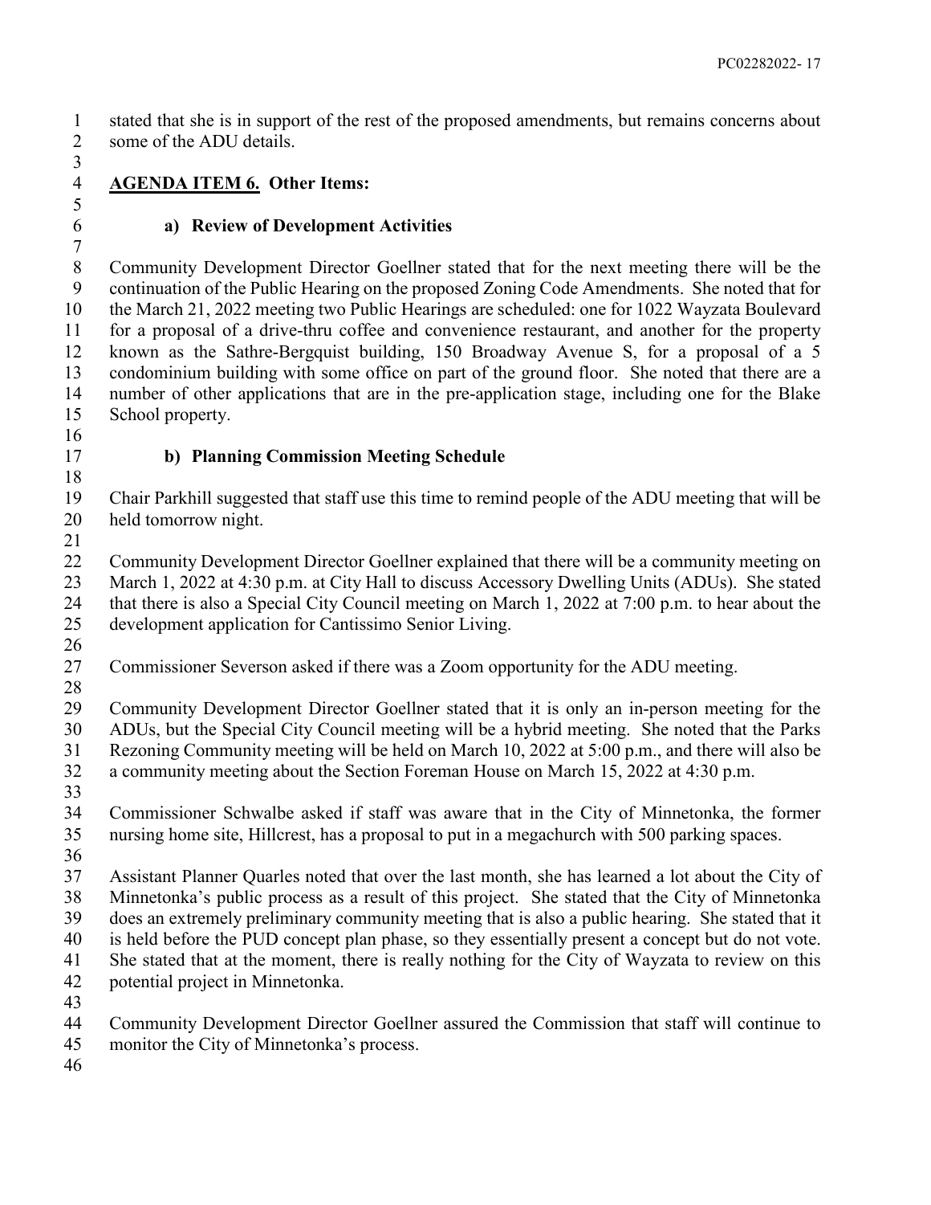stated that she is in support of the rest of the proposed amendments, but remains concerns about some of the ADU details.

## AGENDA ITEM 6. Other Items:

### a) Review of Development Activities

Community Development Director Goellner stated that for the next meeting there will be the continuation of the Public Hearing on the proposed Zoning Code Amendments. She noted that for the March 21, 2022 meeting two Public Hearings are scheduled: one for 1022 Wayzata Boulevard for a proposal of a drive-thru coffee and convenience restaurant, and another for the property known as the Sathre-Bergquist building, 150 Broadway Avenue S, for a proposal of a 5 condominium building with some office on part of the ground floor. She noted that there are a number of other applications that are in the pre-application stage, including one for the Blake School property.

### b) Planning Commission Meeting Schedule

Chair Parkhill suggested that staff use this time to remind people of the ADU meeting that will be held tomorrow night.

Community Development Director Goellner explained that there will be a community meeting on March 1, 2022 at 4:30 p.m. at City Hall to discuss Accessory Dwelling Units (ADUs). She stated that there is also a Special City Council meeting on March 1, 2022 at 7:00 p.m. to hear about the development application for Cantissimo Senior Living.

Commissioner Severson asked if there was a Zoom opportunity for the ADU meeting.

Community Development Director Goellner stated that it is only an in-person meeting for the ADUs, but the Special City Council meeting will be a hybrid meeting. She noted that the Parks Rezoning Community meeting will be held on March 10, 2022 at 5:00 p.m., and there will also be a community meeting about the Section Foreman House on March 15, 2022 at 4:30 p.m.

Commissioner Schwalbe asked if staff was aware that in the City of Minnetonka, the former nursing home site, Hillcrest, has a proposal to put in a megachurch with 500 parking spaces.

Assistant Planner Quarles noted that over the last month, she has learned a lot about the City of Minnetonka's public process as a result of this project. She stated that the City of Minnetonka does an extremely preliminary community meeting that is also a public hearing. She stated that it is held before the PUD concept plan phase, so they essentially present a concept but do not vote. She stated that at the moment, there is really nothing for the City of Wayzata to review on this potential project in Minnetonka.

Community Development Director Goellner assured the Commission that staff will continue to monitor the City of Minnetonka's process.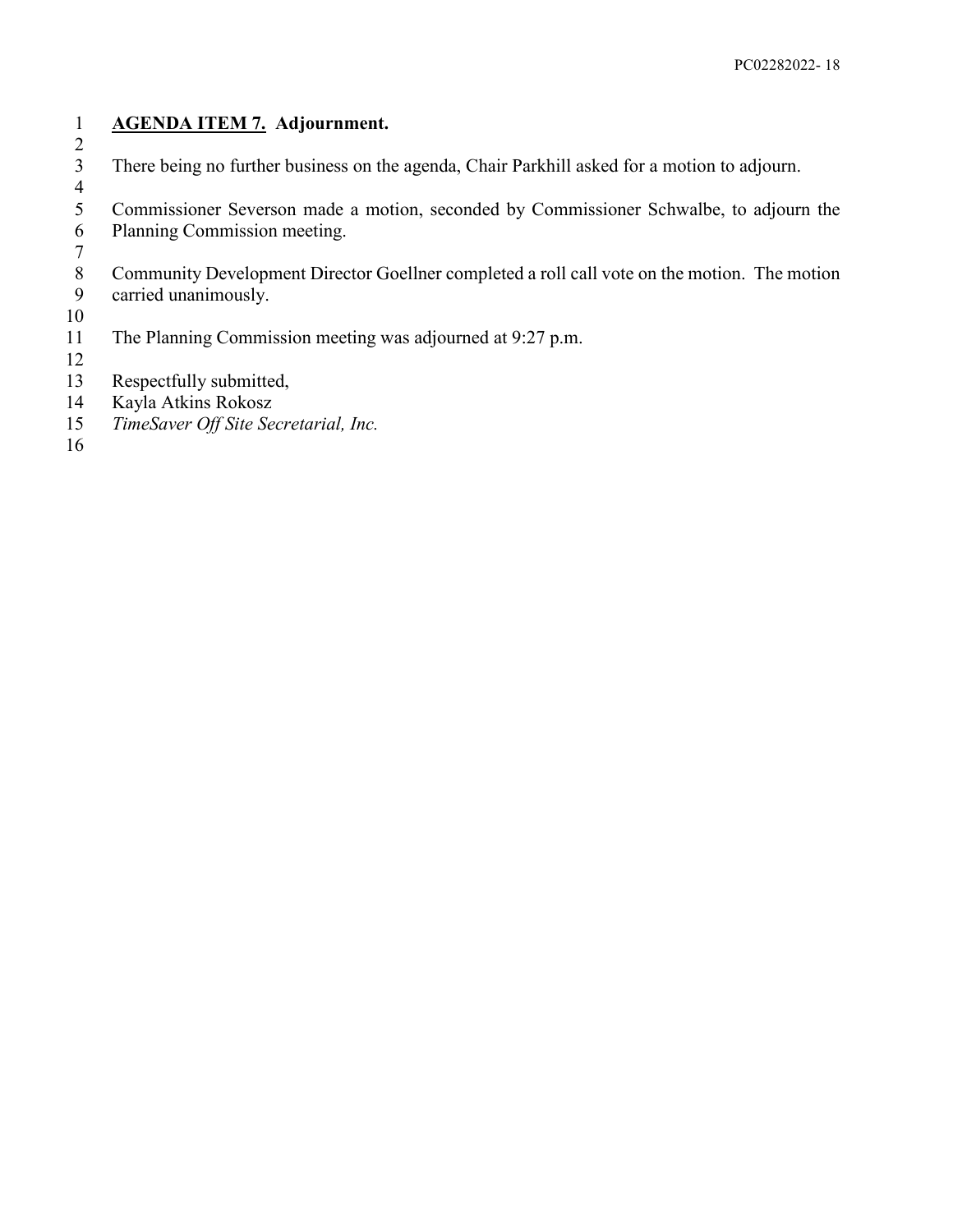**<u>AGENDA ITEM 7.</u> Adjournment.**

There being no further business on the agenda, Chair Parkhill asked for a motion to adjourn.

Commissioner Severson made a motion, seconded by Commissioner Schwalbe, to adjourn the Planning Commission meeting.

Community Development Director Goellner completed a roll call vote on the motion. The motion carried unanimously.

The Planning Commission meeting was adjourned at 9:27 p.m.

Respectfully submitted,
Kayla Atkins Rokosz
*TimeSaver Off Site Secretarial, Inc.*